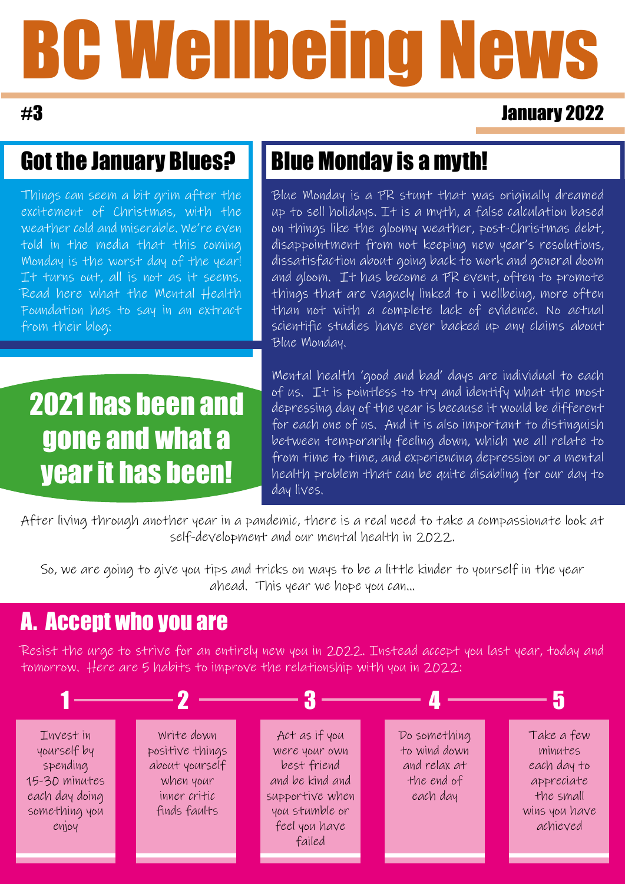# BC Wellbeing News

**#3** — **January 2022**

## Got the January Blues?

Things can seem a bit grim after the excitement of Christmas, with the weather cold and miserable. We're even told in the media that this coming Monday is the worst day of the year! It turns out, all is not as it seems. Read here what the Mental Health Foundation has to say in an extract from their blog:

## Blue Monday is a myth!

Blue Monday is a PR stunt that was originally dreamed up to sell holidays. It is a myth, a false calculation based on things like the gloomy weather, post-Christmas debt, disappointment from not keeping new year's resolutions, dissatisfaction about going back to work and general doom and gloom. It has become a PR event, often to promote things that are vaguely linked to i wellbeing, more often than not with a complete lack of evidence. No actual scientific studies have ever backed up any claims about Blue Monday.

Mental health 'good and bad' days are individual to each of us. It is pointless to try and identify what the most depressing day of the year is because it would be different for each one of us. And it is also important to distinguish between temporarily feeling down, which we all relate to from time to time, and experiencing depression or a mental health problem that can be quite disabling for our day to day lives.

## 2021 has been and gone and what a year it has been!

After living through another year in a pandemic, there is a real need to take a compassionate look at self-development and our mental health in 2022.

So, we are going to give you tips and tricks on ways to be a little kinder to yourself in the year ahead. This year we hope you can...

## A. Accept who you are

Resist the urge to strive for an entirely new you in 2022. Instead accept you last year, today and tomorrow. Here are 5 habits to improve the relationship with you in 2022:

1. Invest in yourself by spending 15-30 minutes each day doing something you enjoy
2. Write down positive things about yourself when your inner critic finds faults
3. Act as if you were your own best friend and be kind and supportive when you stumble or feel you have failed
4. Do something to wind down and relax at the end of each day
5. Take a few minutes each day to appreciate the small wins you have achieved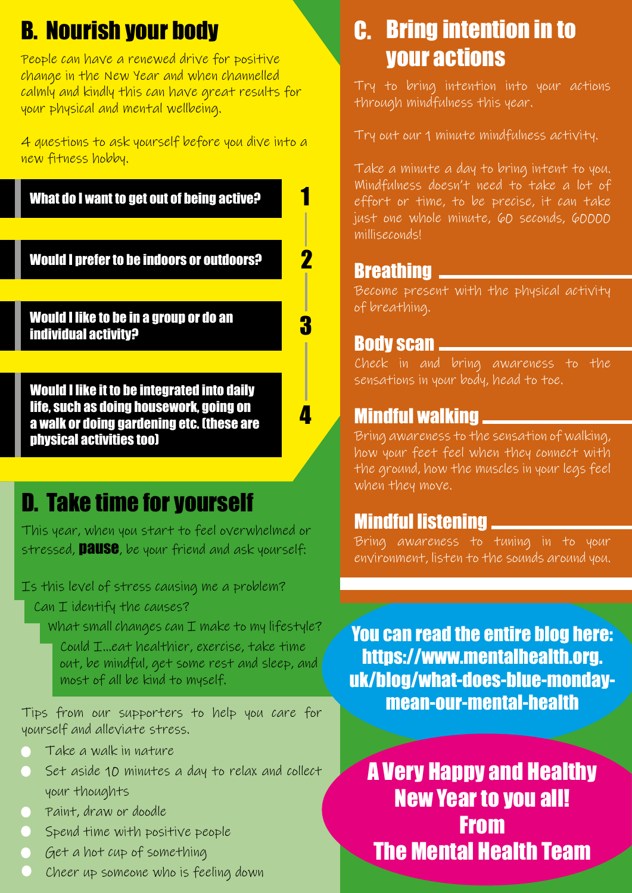## B. Nourish your body

People can have a renewed drive for positive change in the New Year and when channelled calmly and kindly this can have great results for your physical and mental wellbeing.

4 questions to ask yourself before you dive into a new fitness hobby.

1. **What do I want to get out of being active?**
2. **Would I prefer to be indoors or outdoors?**
3. **Would I like to be in a group or do an individual activity?**
4. **Would I like it to be integrated into daily life, such as doing housework, going on a walk or doing gardening etc. (these are physical activities too)**

## D. Take time for yourself

This year, when you start to feel overwhelmed or stressed, **pause**, be your friend and ask yourself:

Is this level of stress causing me a problem?

Can I identify the causes?

What small changes can I make to my lifestyle?

Could I...eat healthier, exercise, take time out, be mindful, get some rest and sleep, and most of all be kind to myself.

Tips from our supporters to help you care for yourself and alleviate stress.

- Take a walk in nature
- Set aside 10 minutes a day to relax and collect your thoughts
- Paint, draw or doodle
- Spend time with positive people
- Get a hot cup of something
- Cheer up someone who is feeling down

## C. Bring intention in to your actions

Try to bring intention into your actions through mindfulness this year.

Try out our 1 minute mindfulness activity.

Take a minute a day to bring intent to you. Mindfulness doesn't need to take a lot of effort or time, to be precise, it can take just one whole minute, 60 seconds, 60000 milliseconds!

### Breathing

Become present with the physical activity of breathing.

### Body scan

Check in and bring awareness to the sensations in your body, head to toe.

### Mindful walking

Bring awareness to the sensation of walking, how your feet feel when they connect with the ground, how the muscles in your legs feel when they move.

### Mindful listening

Bring awareness to tuning in to your environment, listen to the sounds around you.

**You can read the entire blog here: https://www.mentalhealth.org.uk/blog/what-does-blue-monday-mean-our-mental-health**

**A Very Happy and Healthy New Year to you all! From The Mental Health Team**